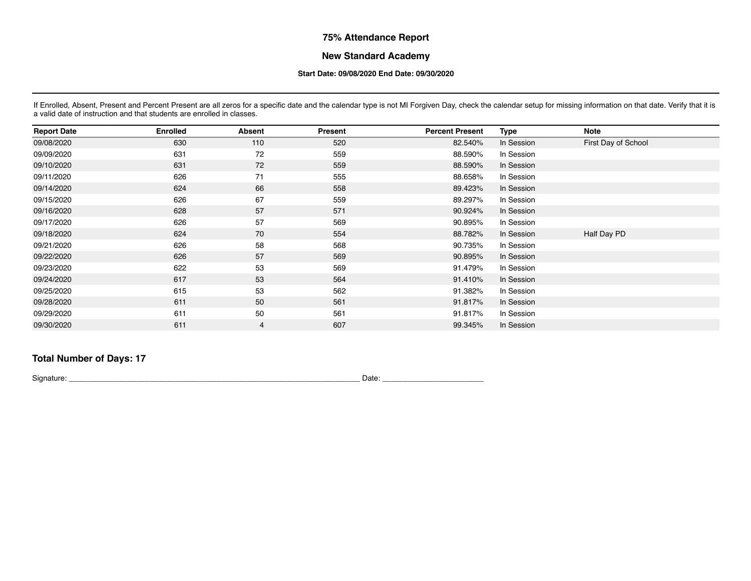# 75% Attendance Report

## New Standard Academy

**Start Date: 09/08/2020 End Date: 09/30/2020**

If Enrolled, Absent, Present and Percent Present are all zeros for a specific date and the calendar type is not MI Forgiven Day, check the calendar setup for missing information on that date. Verify that it is a valid date of instruction and that students are enrolled in classes.

| Report Date | Enrolled | Absent | Present | Percent Present | Type | Note |
|---|---|---|---|---|---|---|
| 09/08/2020 | 630 | 110 | 520 | 82.540% | In Session | First Day of School |
| 09/09/2020 | 631 | 72 | 559 | 88.590% | In Session | |
| 09/10/2020 | 631 | 72 | 559 | 88.590% | In Session | |
| 09/11/2020 | 626 | 71 | 555 | 88.658% | In Session | |
| 09/14/2020 | 624 | 66 | 558 | 89.423% | In Session | |
| 09/15/2020 | 626 | 67 | 559 | 89.297% | In Session | |
| 09/16/2020 | 628 | 57 | 571 | 90.924% | In Session | |
| 09/17/2020 | 626 | 57 | 569 | 90.895% | In Session | |
| 09/18/2020 | 624 | 70 | 554 | 88.782% | In Session | Half Day PD |
| 09/21/2020 | 626 | 58 | 568 | 90.735% | In Session | |
| 09/22/2020 | 626 | 57 | 569 | 90.895% | In Session | |
| 09/23/2020 | 622 | 53 | 569 | 91.479% | In Session | |
| 09/24/2020 | 617 | 53 | 564 | 91.410% | In Session | |
| 09/25/2020 | 615 | 53 | 562 | 91.382% | In Session | |
| 09/28/2020 | 611 | 50 | 561 | 91.817% | In Session | |
| 09/29/2020 | 611 | 50 | 561 | 91.817% | In Session | |
| 09/30/2020 | 611 | 4 | 607 | 99.345% | In Session | |

**Total Number of Days: 17**

Signature: ______________________________________________________________ Date: ______________________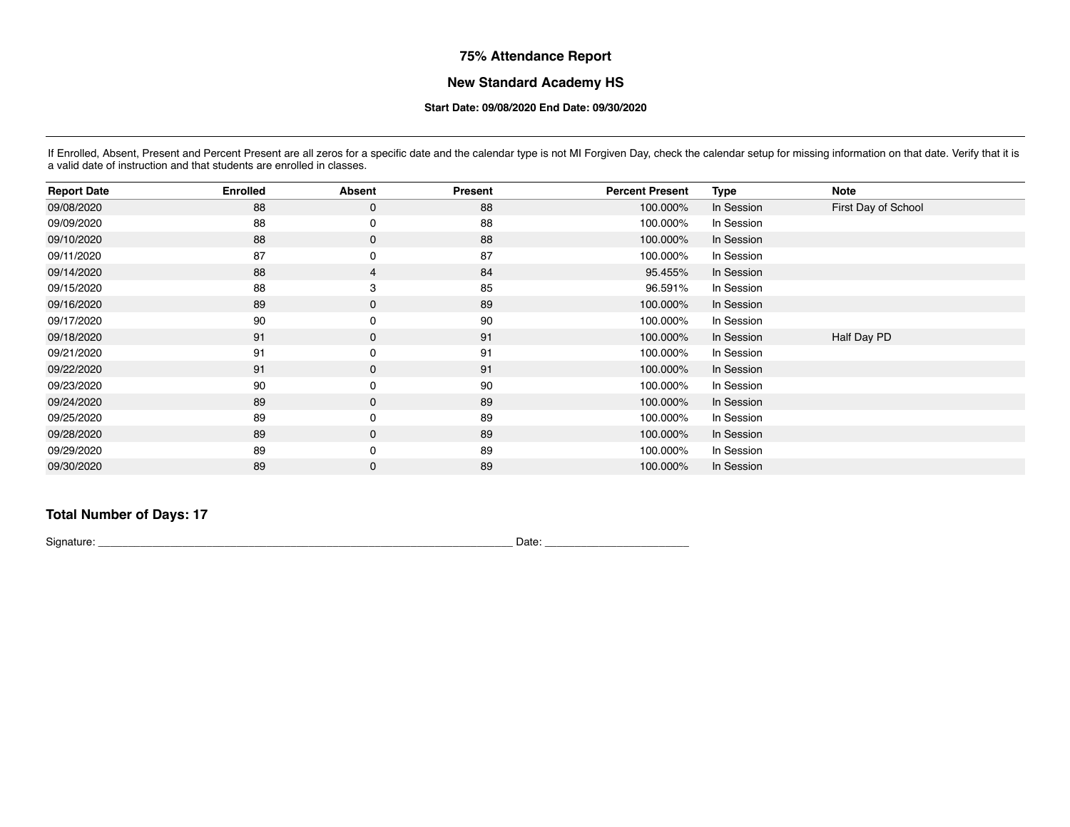# 75% Attendance Report

## New Standard Academy HS

**Start Date: 09/08/2020 End Date: 09/30/2020**

If Enrolled, Absent, Present and Percent Present are all zeros for a specific date and the calendar type is not MI Forgiven Day, check the calendar setup for missing information on that date. Verify that it is a valid date of instruction and that students are enrolled in classes.

| Report Date | Enrolled | Absent | Present | Percent Present | Type | Note |
|---|---|---|---|---|---|---|
| 09/08/2020 | 88 | 0 | 88 | 100.000% | In Session | First Day of School |
| 09/09/2020 | 88 | 0 | 88 | 100.000% | In Session | |
| 09/10/2020 | 88 | 0 | 88 | 100.000% | In Session | |
| 09/11/2020 | 87 | 0 | 87 | 100.000% | In Session | |
| 09/14/2020 | 88 | 4 | 84 | 95.455% | In Session | |
| 09/15/2020 | 88 | 3 | 85 | 96.591% | In Session | |
| 09/16/2020 | 89 | 0 | 89 | 100.000% | In Session | |
| 09/17/2020 | 90 | 0 | 90 | 100.000% | In Session | |
| 09/18/2020 | 91 | 0 | 91 | 100.000% | In Session | Half Day PD |
| 09/21/2020 | 91 | 0 | 91 | 100.000% | In Session | |
| 09/22/2020 | 91 | 0 | 91 | 100.000% | In Session | |
| 09/23/2020 | 90 | 0 | 90 | 100.000% | In Session | |
| 09/24/2020 | 89 | 0 | 89 | 100.000% | In Session | |
| 09/25/2020 | 89 | 0 | 89 | 100.000% | In Session | |
| 09/28/2020 | 89 | 0 | 89 | 100.000% | In Session | |
| 09/29/2020 | 89 | 0 | 89 | 100.000% | In Session | |
| 09/30/2020 | 89 | 0 | 89 | 100.000% | In Session | |

**Total Number of Days: 17**

Signature: ________________________________________________________________ Date: ______________________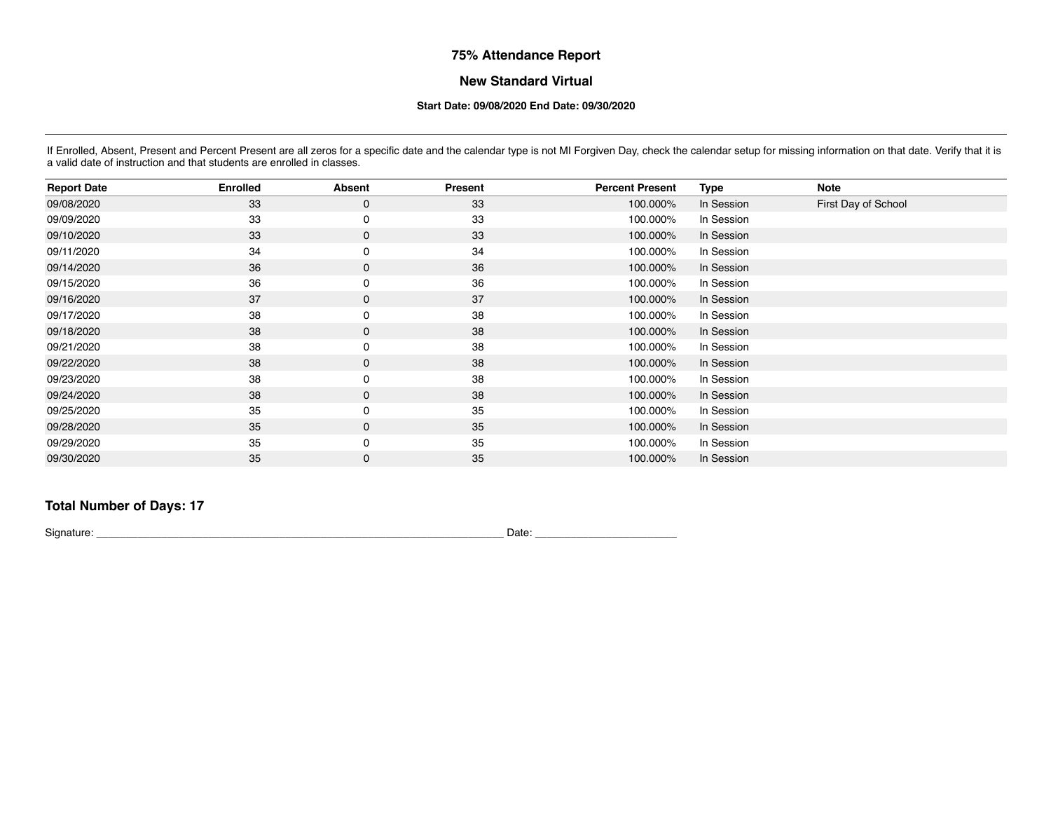# 75% Attendance Report

## New Standard Virtual

**Start Date: 09/08/2020 End Date: 09/30/2020**

If Enrolled, Absent, Present and Percent Present are all zeros for a specific date and the calendar type is not MI Forgiven Day, check the calendar setup for missing information on that date. Verify that it is a valid date of instruction and that students are enrolled in classes.

| Report Date | Enrolled | Absent | Present | Percent Present | Type | Note |
|---|---|---|---|---|---|---|
| 09/08/2020 | 33 | 0 | 33 | 100.000% | In Session | First Day of School |
| 09/09/2020 | 33 | 0 | 33 | 100.000% | In Session | |
| 09/10/2020 | 33 | 0 | 33 | 100.000% | In Session | |
| 09/11/2020 | 34 | 0 | 34 | 100.000% | In Session | |
| 09/14/2020 | 36 | 0 | 36 | 100.000% | In Session | |
| 09/15/2020 | 36 | 0 | 36 | 100.000% | In Session | |
| 09/16/2020 | 37 | 0 | 37 | 100.000% | In Session | |
| 09/17/2020 | 38 | 0 | 38 | 100.000% | In Session | |
| 09/18/2020 | 38 | 0 | 38 | 100.000% | In Session | |
| 09/21/2020 | 38 | 0 | 38 | 100.000% | In Session | |
| 09/22/2020 | 38 | 0 | 38 | 100.000% | In Session | |
| 09/23/2020 | 38 | 0 | 38 | 100.000% | In Session | |
| 09/24/2020 | 38 | 0 | 38 | 100.000% | In Session | |
| 09/25/2020 | 35 | 0 | 35 | 100.000% | In Session | |
| 09/28/2020 | 35 | 0 | 35 | 100.000% | In Session | |
| 09/29/2020 | 35 | 0 | 35 | 100.000% | In Session | |
| 09/30/2020 | 35 | 0 | 35 | 100.000% | In Session | |

**Total Number of Days: 17**

Signature: ______________________________________________________________________ Date: ________________________